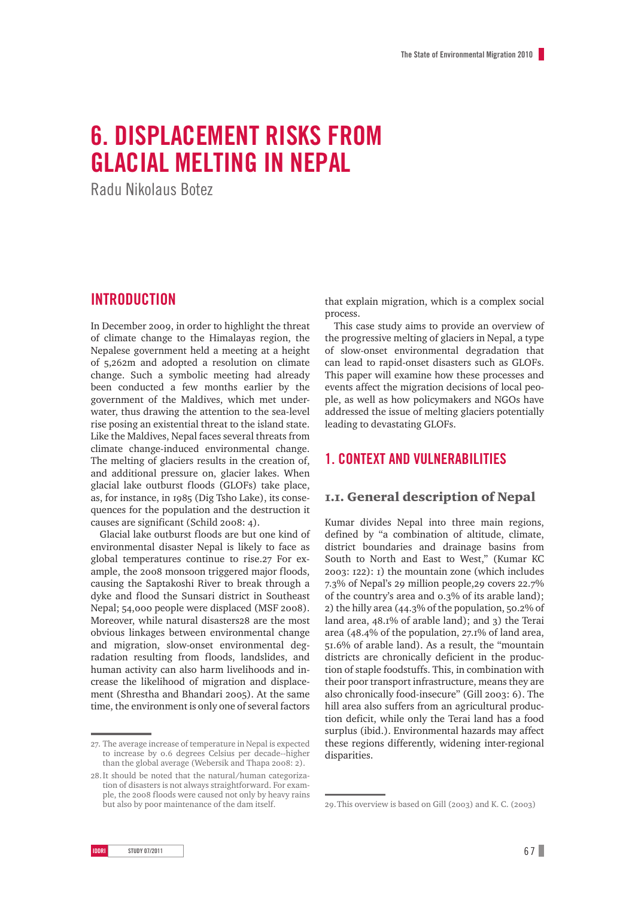# 6. DISPLACEMENT RISKS FROM GLACIAL MELTING IN NEPAL

Radu Nikolaus Botez

## INTRODUCTION

In December 2009, in order to highlight the threat of climate change to the Himalayas region, the Nepalese government held a meeting at a height of 5,262m and adopted a resolution on climate change. Such a symbolic meeting had already been conducted a few months earlier by the government of the Maldives, which met underwater, thus drawing the attention to the sea-level rise posing an existential threat to the island state. Like the Maldives, Nepal faces several threats from climate change-induced environmental change. The melting of glaciers results in the creation of, and additional pressure on, glacier lakes. When glacial lake outburst floods (GLOFs) take place, as, for instance, in 1985 (Dig Tsho Lake), its consequences for the population and the destruction it causes are significant (Schild 2008: 4).

Glacial lake outburst floods are but one kind of environmental disaster Nepal is likely to face as global temperatures continue to rise.[27] For example, the 2008 monsoon triggered major floods, causing the Saptakoshi River to break through a dyke and flood the Sunsari district in Southeast Nepal; 54,000 people were displaced (MSF 2008). Moreover, while natural disasters[28] are the most obvious linkages between environmental change and migration, slow-onset environmental degradation resulting from floods, landslides, and human activity can also harm livelihoods and increase the likelihood of migration and displacement (Shrestha and Bhandari 2005). At the same time, the environment is only one of several factors that explain migration, which is a complex social process.

This case study aims to provide an overview of the progressive melting of glaciers in Nepal, a type of slow-onset environmental degradation that can lead to rapid-onset disasters such as GLOFs. This paper will examine how these processes and events affect the migration decisions of local people, as well as how policymakers and NGOs have addressed the issue of melting glaciers potentially leading to devastating GLOFs.

## 1. CONTEXT AND VULNERABILITIES

### 1.1. General description of Nepal

Kumar divides Nepal into three main regions, defined by "a combination of altitude, climate, district boundaries and drainage basins from South to North and East to West," (Kumar KC 2003: 122): 1) the mountain zone (which includes 7.3% of Nepal's 29 million people,[29] covers 22.7% of the country's area and 0.3% of its arable land); 2) the hilly area (44.3% of the population, 50.2% of land area, 48.1% of arable land); and 3) the Terai area (48.4% of the population, 27.1% of land area, 51.6% of arable land). As a result, the "mountain districts are chronically deficient in the production of staple foodstuffs. This, in combination with their poor transport infrastructure, means they are also chronically food-insecure" (Gill 2003: 6). The hill area also suffers from an agricultural production deficit, while only the Terai land has a food surplus (ibid.). Environmental hazards may affect these regions differently, widening inter-regional disparities.

---

27. The average increase of temperature in Nepal is expected to increase by 0.6 degrees Celsius per decade--higher than the global average (Webersik and Thapa 2008: 2).

28. It should be noted that the natural/human categorization of disasters is not always straightforward. For example, the 2008 floods were caused not only by heavy rains but also by poor maintenance of the dam itself.

29. This overview is based on Gill (2003) and K. C. (2003)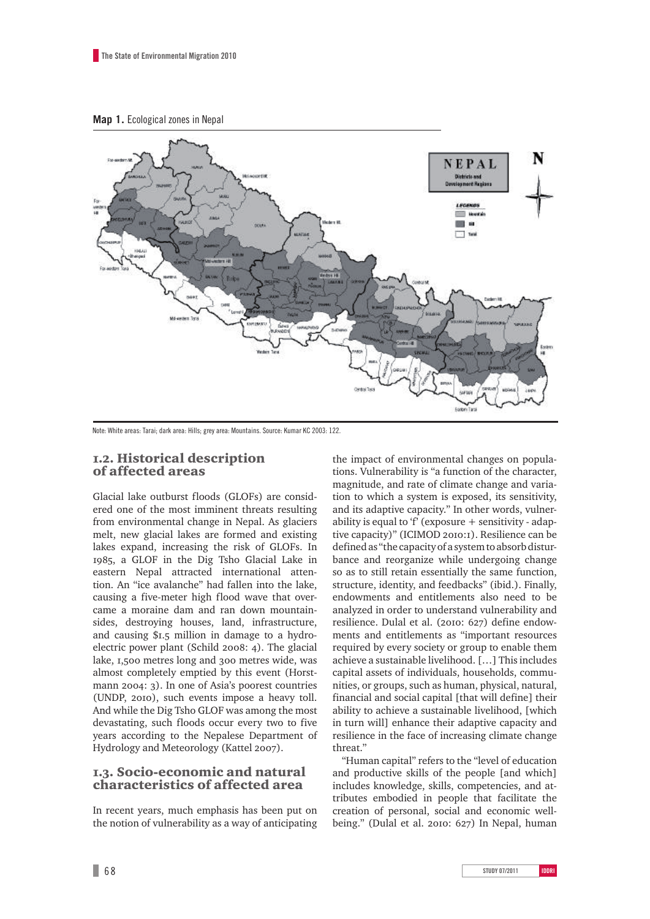**Map 1.** Ecological zones in Nepal

Note: White areas: Tarai; dark area: Hills; grey area: Mountains. Source: Kumar KC 2003: 122.

## 1.2. Historical description of affected areas

Glacial lake outburst floods (GLOFs) are considered one of the most imminent threats resulting from environmental change in Nepal. As glaciers melt, new glacial lakes are formed and existing lakes expand, increasing the risk of GLOFs. In 1985, a GLOF in the Dig Tsho Glacial Lake in eastern Nepal attracted international attention. An "ice avalanche" had fallen into the lake, causing a five-meter high flood wave that overcame a moraine dam and ran down mountainsides, destroying houses, land, infrastructure, and causing $1.5 million in damage to a hydroelectric power plant (Schild 2008: 4). The glacial lake, 1,500 metres long and 300 metres wide, was almost completely emptied by this event (Horstmann 2004: 3). In one of Asia's poorest countries (UNDP, 2010), such events impose a heavy toll. And while the Dig Tsho GLOF was among the most devastating, such floods occur every two to five years according to the Nepalese Department of Hydrology and Meteorology (Kattel 2007).

## 1.3. Socio-economic and natural characteristics of affected area

In recent years, much emphasis has been put on the notion of vulnerability as a way of anticipating the impact of environmental changes on populations. Vulnerability is "a function of the character, magnitude, and rate of climate change and variation to which a system is exposed, its sensitivity, and its adaptive capacity." In other words, vulnerability is equal to 'f' (exposure + sensitivity - adaptive capacity)" (ICIMOD 2010:1). Resilience can be defined as "the capacity of a system to absorb disturbance and reorganize while undergoing change so as to still retain essentially the same function, structure, identity, and feedbacks" (ibid.). Finally, endowments and entitlements also need to be analyzed in order to understand vulnerability and resilience. Dulal et al. (2010: 627) define endowments and entitlements as "important resources required by every society or group to enable them achieve a sustainable livelihood. […] This includes capital assets of individuals, households, communities, or groups, such as human, physical, natural, financial and social capital [that will define] their ability to achieve a sustainable livelihood, [which in turn will] enhance their adaptive capacity and resilience in the face of increasing climate change threat."

"Human capital" refers to the "level of education and productive skills of the people [and which] includes knowledge, skills, competencies, and attributes embodied in people that facilitate the creation of personal, social and economic well-being." (Dulal et al. 2010: 627) In Nepal, human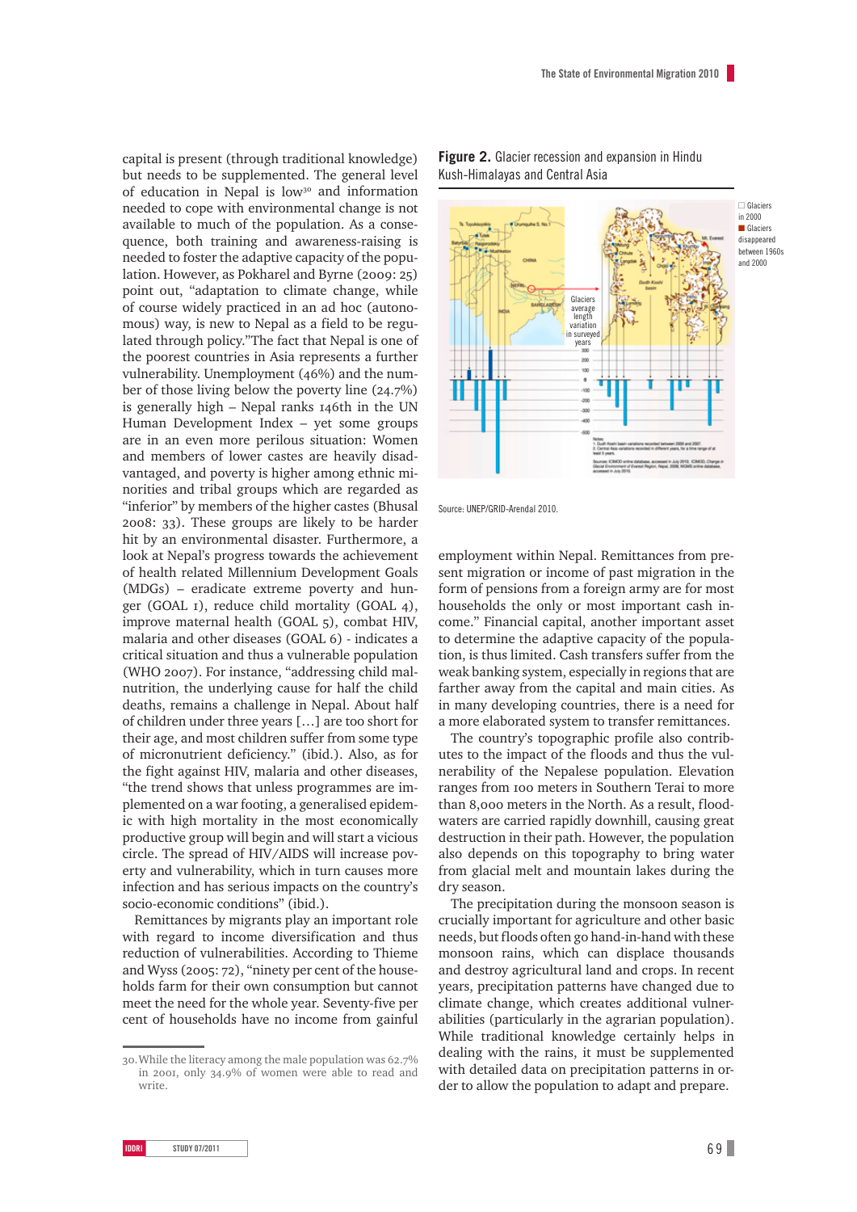capital is present (through traditional knowledge) but needs to be supplemented. The general level of education in Nepal is low[30] and information needed to cope with environmental change is not available to much of the population. As a consequence, both training and awareness-raising is needed to foster the adaptive capacity of the population. However, as Pokharel and Byrne (2009: 25) point out, "adaptation to climate change, while of course widely practiced in an ad hoc (autonomous) way, is new to Nepal as a field to be regulated through policy."The fact that Nepal is one of the poorest countries in Asia represents a further vulnerability. Unemployment (46%) and the number of those living below the poverty line (24.7%) is generally high – Nepal ranks 146th in the UN Human Development Index – yet some groups are in an even more perilous situation: Women and members of lower castes are heavily disadvantaged, and poverty is higher among ethnic minorities and tribal groups which are regarded as "inferior" by members of the higher castes (Bhusal 2008: 33). These groups are likely to be harder hit by an environmental disaster. Furthermore, a look at Nepal's progress towards the achievement of health related Millennium Development Goals (MDGs) – eradicate extreme poverty and hunger (GOAL 1), reduce child mortality (GOAL 4), improve maternal health (GOAL 5), combat HIV, malaria and other diseases (GOAL 6) - indicates a critical situation and thus a vulnerable population (WHO 2007). For instance, "addressing child malnutrition, the underlying cause for half the child deaths, remains a challenge in Nepal. About half of children under three years […] are too short for their age, and most children suffer from some type of micronutrient deficiency." (ibid.). Also, as for the fight against HIV, malaria and other diseases, "the trend shows that unless programmes are implemented on a war footing, a generalised epidemic with high mortality in the most economically productive group will begin and will start a vicious circle. The spread of HIV/AIDS will increase poverty and vulnerability, which in turn causes more infection and has serious impacts on the country's socio-economic conditions" (ibid.).

Remittances by migrants play an important role with regard to income diversification and thus reduction of vulnerabilities. According to Thieme and Wyss (2005: 72), "ninety per cent of the households farm for their own consumption but cannot meet the need for the whole year. Seventy-five per cent of households have no income from gainful employment within Nepal. Remittances from present migration or income of past migration in the form of pensions from a foreign army are for most households the only or most important cash income." Financial capital, another important asset to determine the adaptive capacity of the population, is thus limited. Cash transfers suffer from the weak banking system, especially in regions that are farther away from the capital and main cities. As in many developing countries, there is a need for a more elaborated system to transfer remittances.

The country's topographic profile also contributes to the impact of the floods and thus the vulnerability of the Nepalese population. Elevation ranges from 100 meters in Southern Terai to more than 8,000 meters in the North. As a result, floodwaters are carried rapidly downhill, causing great destruction in their path. However, the population also depends on this topography to bring water from glacial melt and mountain lakes during the dry season.

The precipitation during the monsoon season is crucially important for agriculture and other basic needs, but floods often go hand-in-hand with these monsoon rains, which can displace thousands and destroy agricultural land and crops. In recent years, precipitation patterns have changed due to climate change, which creates additional vulnerabilities (particularly in the agrarian population). While traditional knowledge certainly helps in dealing with the rains, it must be supplemented with detailed data on precipitation patterns in order to allow the population to adapt and prepare.

**Figure 2.** Glacier recession and expansion in Hindu Kush-Himalayas and Central Asia

Source: UNEP/GRID-Arendal 2010.

---

30. While the literacy among the male population was 62.7% in 2001, only 34.9% of women were able to read and write.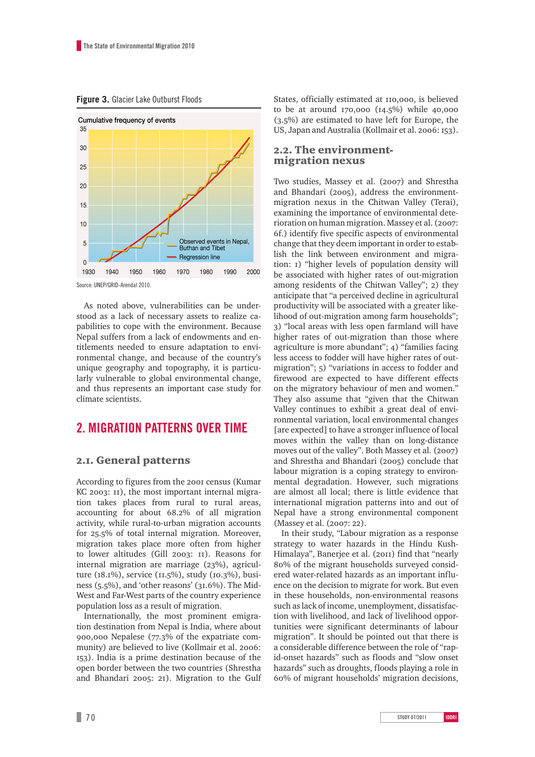**Figure 3.** Glacier Lake Outburst Floods

Source: UNEP/GRID-Arendal 2010.

As noted above, vulnerabilities can be understood as a lack of necessary assets to realize capabilities to cope with the environment. Because Nepal suffers from a lack of endowments and entitlements needed to ensure adaptation to environmental change, and because of the country's unique geography and topography, it is particularly vulnerable to global environmental change, and thus represents an important case study for climate scientists.

## 2. MIGRATION PATTERNS OVER TIME

### 2.1. General patterns

According to figures from the 2001 census (Kumar KC 2003: 11), the most important internal migration takes places from rural to rural areas, accounting for about 68.2% of all migration activity, while rural-to-urban migration accounts for 25.5% of total internal migration. Moreover, migration takes place more often from higher to lower altitudes (Gill 2003: 11). Reasons for internal migration are marriage (23%), agriculture (18.1%), service (11.5%), study (10.3%), business (5.5%), and 'other reasons' (31.6%). The Mid-West and Far-West parts of the country experience population loss as a result of migration.

Internationally, the most prominent emigration destination from Nepal is India, where about 900,000 Nepalese (77.3% of the expatriate community) are believed to live (Kollmair et al. 2006: 153). India is a prime destination because of the open border between the two countries (Shrestha and Bhandari 2005: 21). Migration to the Gulf States, officially estimated at 110,000, is believed to be at around 170,000 (14.5%) while 40,000 (3.5%) are estimated to have left for Europe, the US, Japan and Australia (Kollmair et al. 2006: 153).

### 2.2. The environment-migration nexus

Two studies, Massey et al. (2007) and Shrestha and Bhandari (2005), address the environment-migration nexus in the Chitwan Valley (Terai), examining the importance of environmental deterioration on human migration. Massey et al. (2007: 6f.) identify five specific aspects of environmental change that they deem important in order to establish the link between environment and migration: 1) "higher levels of population density will be associated with higher rates of out-migration among residents of the Chitwan Valley"; 2) they anticipate that "a perceived decline in agricultural productivity will be associated with a greater likelihood of out-migration among farm households"; 3) "local areas with less open farmland will have higher rates of out-migration than those where agriculture is more abundant"; 4) "families facing less access to fodder will have higher rates of out-migration"; 5) "variations in access to fodder and firewood are expected to have different effects on the migratory behaviour of men and women." They also assume that "given that the Chitwan Valley continues to exhibit a great deal of environmental variation, local environmental changes [are expected] to have a stronger influence of local moves within the valley than on long-distance moves out of the valley". Both Massey et al. (2007) and Shrestha and Bhandari (2005) conclude that labour migration is a coping strategy to environmental degradation. However, such migrations are almost all local; there is little evidence that international migration patterns into and out of Nepal have a strong environmental component (Massey et al. (2007: 22).

In their study, "Labour migration as a response strategy to water hazards in the Hindu Kush-Himalaya", Banerjee et al. (2011) find that "nearly 80% of the migrant households surveyed considered water-related hazards as an important influence on the decision to migrate for work. But even in these households, non-environmental reasons such as lack of income, unemployment, dissatisfaction with livelihood, and lack of livelihood opportunities were significant determinants of labour migration". It should be pointed out that there is a considerable difference between the role of "rapid-onset hazards" such as floods and "slow onset hazards" such as droughts, floods playing a role in 60% of migrant households' migration decisions,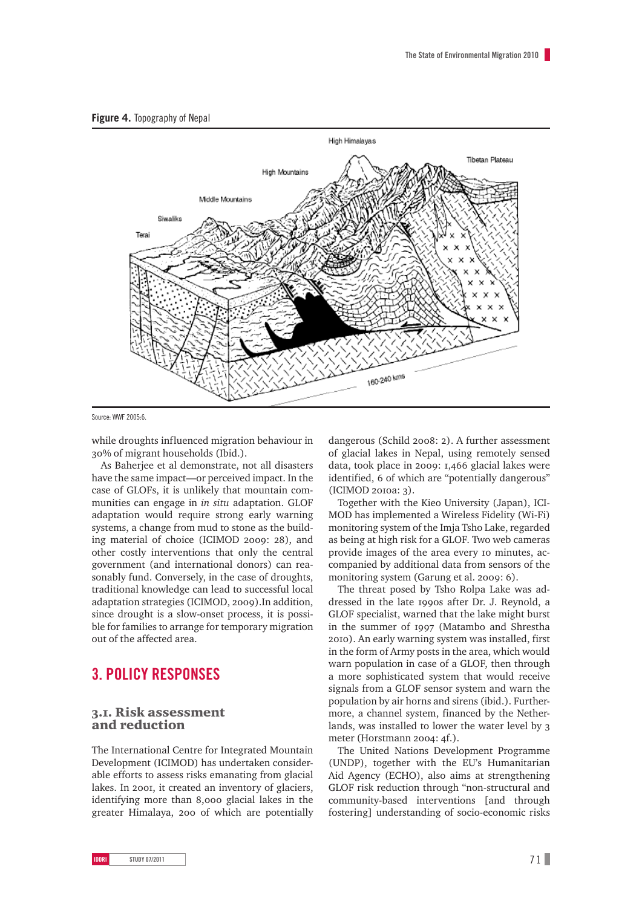**Figure 4.** Topography of Nepal

Source: WWF 2005:6.

while droughts influenced migration behaviour in 30% of migrant households (Ibid.).

As Baherjee et al demonstrate, not all disasters have the same impact—or perceived impact. In the case of GLOFs, it is unlikely that mountain communities can engage in *in situ* adaptation. GLOF adaptation would require strong early warning systems, a change from mud to stone as the building material of choice (ICIMOD 2009: 28), and other costly interventions that only the central government (and international donors) can reasonably fund. Conversely, in the case of droughts, traditional knowledge can lead to successful local adaptation strategies (ICIMOD, 2009).In addition, since drought is a slow-onset process, it is possible for families to arrange for temporary migration out of the affected area.

## 3. POLICY RESPONSES

### 3.1. Risk assessment and reduction

The International Centre for Integrated Mountain Development (ICIMOD) has undertaken considerable efforts to assess risks emanating from glacial lakes. In 2001, it created an inventory of glaciers, identifying more than 8,000 glacial lakes in the greater Himalaya, 200 of which are potentially dangerous (Schild 2008: 2). A further assessment of glacial lakes in Nepal, using remotely sensed data, took place in 2009: 1,466 glacial lakes were identified, 6 of which are "potentially dangerous" (ICIMOD 2010a: 3).

Together with the Kieo University (Japan), ICIMOD has implemented a Wireless Fidelity (Wi-Fi) monitoring system of the Imja Tsho Lake, regarded as being at high risk for a GLOF. Two web cameras provide images of the area every 10 minutes, accompanied by additional data from sensors of the monitoring system (Garung et al. 2009: 6).

The threat posed by Tsho Rolpa Lake was addressed in the late 1990s after Dr. J. Reynold, a GLOF specialist, warned that the lake might burst in the summer of 1997 (Matambo and Shrestha 2010). An early warning system was installed, first in the form of Army posts in the area, which would warn population in case of a GLOF, then through a more sophisticated system that would receive signals from a GLOF sensor system and warn the population by air horns and sirens (ibid.). Furthermore, a channel system, financed by the Netherlands, was installed to lower the water level by 3 meter (Horstmann 2004: 4f.).

The United Nations Development Programme (UNDP), together with the EU's Humanitarian Aid Agency (ECHO), also aims at strengthening GLOF risk reduction through "non-structural and community-based interventions [and through fostering] understanding of socio-economic risks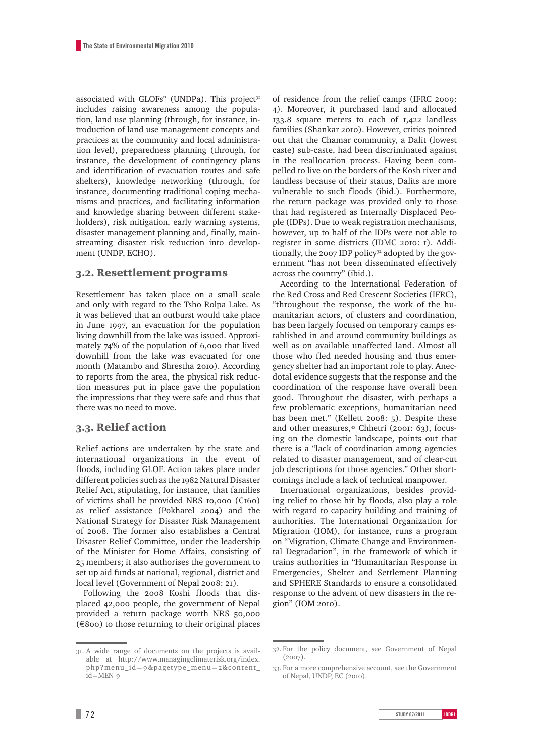associated with GLOFs" (UNDPa). This project[31] includes raising awareness among the population, land use planning (through, for instance, introduction of land use management concepts and practices at the community and local administration level), preparedness planning (through, for instance, the development of contingency plans and identification of evacuation routes and safe shelters), knowledge networking (through, for instance, documenting traditional coping mechanisms and practices, and facilitating information and knowledge sharing between different stakeholders), risk mitigation, early warning systems, disaster management planning and, finally, mainstreaming disaster risk reduction into development (UNDP, ECHO).

## 3.2. Resettlement programs

Resettlement has taken place on a small scale and only with regard to the Tsho Rolpa Lake. As it was believed that an outburst would take place in June 1997, an evacuation for the population living downhill from the lake was issued. Approximately 74% of the population of 6,000 that lived downhill from the lake was evacuated for one month (Matambo and Shrestha 2010). According to reports from the area, the physical risk reduction measures put in place gave the population the impressions that they were safe and thus that there was no need to move.

## 3.3. Relief action

Relief actions are undertaken by the state and international organizations in the event of floods, including GLOF. Action takes place under different policies such as the 1982 Natural Disaster Relief Act, stipulating, for instance, that families of victims shall be provided NRS 10,000 (€160) as relief assistance (Pokharel 2004) and the National Strategy for Disaster Risk Management of 2008. The former also establishes a Central Disaster Relief Committee, under the leadership of the Minister for Home Affairs, consisting of 25 members; it also authorises the government to set up aid funds at national, regional, district and local level (Government of Nepal 2008: 21).

Following the 2008 Koshi floods that displaced 42,000 people, the government of Nepal provided a return package worth NRS 50,000 (€800) to those returning to their original places of residence from the relief camps (IFRC 2009: 4). Moreover, it purchased land and allocated 133.8 square meters to each of 1,422 landless families (Shankar 2010). However, critics pointed out that the Chamar community, a Dalit (lowest caste) sub-caste, had been discriminated against in the reallocation process. Having been compelled to live on the borders of the Kosh river and landless because of their status, Dalits are more vulnerable to such floods (ibid.). Furthermore, the return package was provided only to those that had registered as Internally Displaced People (IDPs). Due to weak registration mechanisms, however, up to half of the IDPs were not able to register in some districts (IDMC 2010: 1). Additionally, the 2007 IDP policy[32] adopted by the government "has not been disseminated effectively across the country" (ibid.).

According to the International Federation of the Red Cross and Red Crescent Societies (IFRC), "throughout the response, the work of the humanitarian actors, of clusters and coordination, has been largely focused on temporary camps established in and around community buildings as well as on available unaffected land. Almost all those who fled needed housing and thus emergency shelter had an important role to play. Anecdotal evidence suggests that the response and the coordination of the response have overall been good. Throughout the disaster, with perhaps a few problematic exceptions, humanitarian need has been met." (Kellett 2008: 5). Despite these and other measures,[33] Chhetri (2001: 63), focusing on the domestic landscape, points out that there is a "lack of coordination among agencies related to disaster management, and of clear-cut job descriptions for those agencies." Other shortcomings include a lack of technical manpower.

International organizations, besides providing relief to those hit by floods, also play a role with regard to capacity building and training of authorities. The International Organization for Migration (IOM), for instance, runs a program on "Migration, Climate Change and Environmental Degradation", in the framework of which it trains authorities in "Humanitarian Response in Emergencies, Shelter and Settlement Planning and SPHERE Standards to ensure a consolidated response to the advent of new disasters in the region" (IOM 2010).

---

31. A wide range of documents on the projects is available at http://www.managingclimaterisk.org/index.php?menu_id=9&pagetype_menu=2&content_id=MEN-9

32. For the policy document, see Government of Nepal (2007).

33. For a more comprehensive account, see the Government of Nepal, UNDP, EC (2010).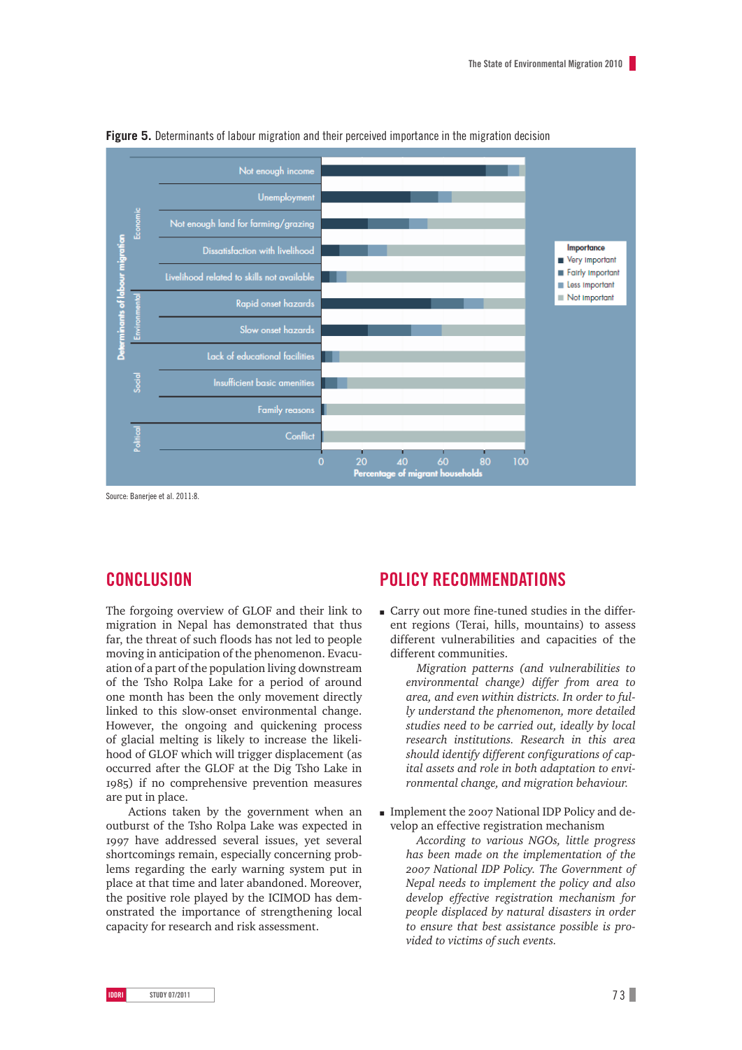**Figure 5.** Determinants of labour migration and their perceived importance in the migration decision

Source: Banerjee et al. 2011:8.

## CONCLUSION

The forgoing overview of GLOF and their link to migration in Nepal has demonstrated that thus far, the threat of such floods has not led to people moving in anticipation of the phenomenon. Evacuation of a part of the population living downstream of the Tsho Rolpa Lake for a period of around one month has been the only movement directly linked to this slow-onset environmental change. However, the ongoing and quickening process of glacial melting is likely to increase the likelihood of GLOF which will trigger displacement (as occurred after the GLOF at the Dig Tsho Lake in 1985) if no comprehensive prevention measures are put in place.

Actions taken by the government when an outburst of the Tsho Rolpa Lake was expected in 1997 have addressed several issues, yet several shortcomings remain, especially concerning problems regarding the early warning system put in place at that time and later abandoned. Moreover, the positive role played by the ICIMOD has demonstrated the importance of strengthening local capacity for research and risk assessment.

## POLICY RECOMMENDATIONS

- Carry out more fine-tuned studies in the different regions (Terai, hills, mountains) to assess different vulnerabilities and capacities of the different communities.

  *Migration patterns (and vulnerabilities to environmental change) differ from area to area, and even within districts. In order to fully understand the phenomenon, more detailed studies need to be carried out, ideally by local research institutions. Research in this area should identify different configurations of capital assets and role in both adaptation to environmental change, and migration behaviour.*

- Implement the 2007 National IDP Policy and develop an effective registration mechanism

  *According to various NGOs, little progress has been made on the implementation of the 2007 National IDP Policy. The Government of Nepal needs to implement the policy and also develop effective registration mechanism for people displaced by natural disasters in order to ensure that best assistance possible is provided to victims of such events.*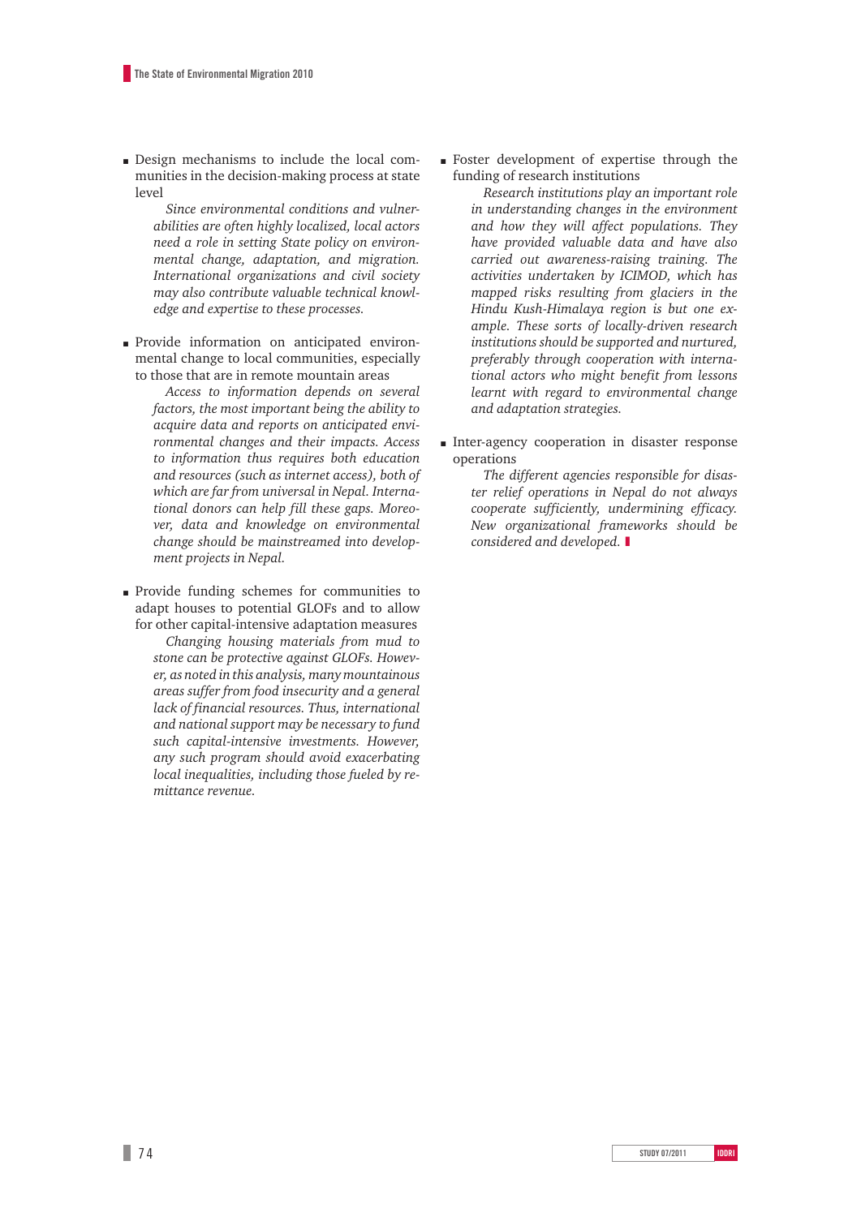- Design mechanisms to include the local communities in the decision-making process at state level

  *Since environmental conditions and vulnerabilities are often highly localized, local actors need a role in setting State policy on environmental change, adaptation, and migration. International organizations and civil society may also contribute valuable technical knowledge and expertise to these processes.*

- Provide information on anticipated environmental change to local communities, especially to those that are in remote mountain areas

  *Access to information depends on several factors, the most important being the ability to acquire data and reports on anticipated environmental changes and their impacts. Access to information thus requires both education and resources (such as internet access), both of which are far from universal in Nepal. International donors can help fill these gaps. Moreover, data and knowledge on environmental change should be mainstreamed into development projects in Nepal.*

- Provide funding schemes for communities to adapt houses to potential GLOFs and to allow for other capital-intensive adaptation measures

  *Changing housing materials from mud to stone can be protective against GLOFs. However, as noted in this analysis, many mountainous areas suffer from food insecurity and a general lack of financial resources. Thus, international and national support may be necessary to fund such capital-intensive investments. However, any such program should avoid exacerbating local inequalities, including those fueled by remittance revenue.*

- Foster development of expertise through the funding of research institutions

  *Research institutions play an important role in understanding changes in the environment and how they will affect populations. They have provided valuable data and have also carried out awareness-raising training. The activities undertaken by ICIMOD, which has mapped risks resulting from glaciers in the Hindu Kush-Himalaya region is but one example. These sorts of locally-driven research institutions should be supported and nurtured, preferably through cooperation with international actors who might benefit from lessons learnt with regard to environmental change and adaptation strategies.*

- Inter-agency cooperation in disaster response operations

  *The different agencies responsible for disaster relief operations in Nepal do not always cooperate sufficiently, undermining efficacy. New organizational frameworks should be considered and developed.*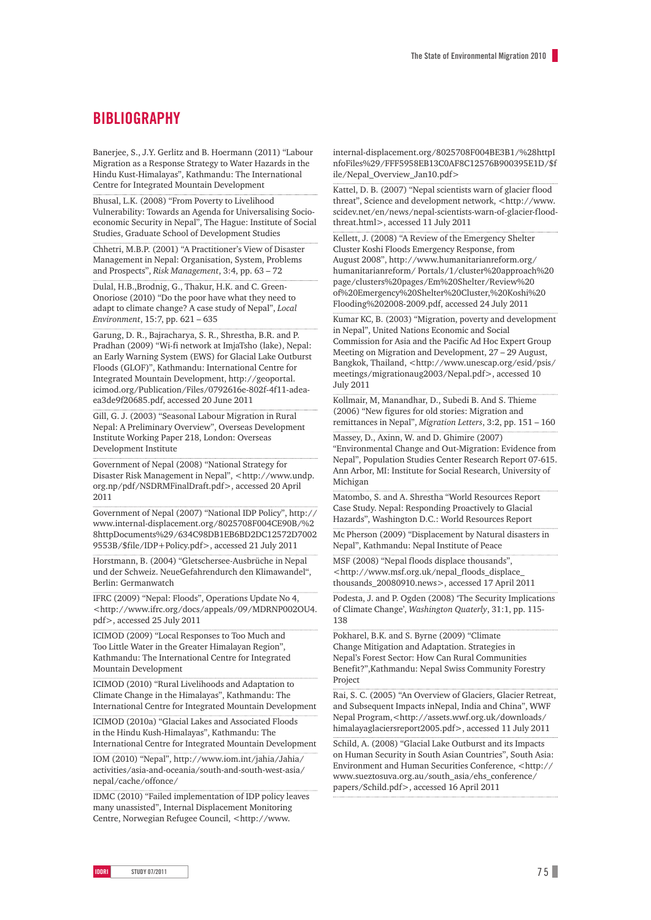# BIBLIOGRAPHY

Banerjee, S., J.Y. Gerlitz and B. Hoermann (2011) "Labour Migration as a Response Strategy to Water Hazards in the Hindu Kust-Himalayas", Kathmandu: The International Centre for Integrated Mountain Development

Bhusal, L.K. (2008) "From Poverty to Livelihood Vulnerability: Towards an Agenda for Universalising Socio-economic Security in Nepal", The Hague: Institute of Social Studies, Graduate School of Development Studies

Chhetri, M.B.P. (2001) "A Practitioner's View of Disaster Management in Nepal: Organisation, System, Problems and Prospects", *Risk Management*, 3:4, pp. 63 – 72

Dulal, H.B.,Brodnig, G., Thakur, H.K. and C. Green-Onoriose (2010) "Do the poor have what they need to adapt to climate change? A case study of Nepal", *Local Environment*, 15:7, pp. 621 – 635

Garung, D. R., Bajracharya, S. R., Shrestha, B.R. and P. Pradhan (2009) "Wi-fi network at ImjaTsho (lake), Nepal: an Early Warning System (EWS) for Glacial Lake Outburst Floods (GLOF)", Kathmandu: International Centre for Integrated Mountain Development, http://geoportal.icimod.org/Publication/Files/0792616e-802f-4f11-adea-ea3de9f20685.pdf, accessed 20 June 2011

Gill, G. J. (2003) "Seasonal Labour Migration in Rural Nepal: A Preliminary Overview", Overseas Development Institute Working Paper 218, London: Overseas Development Institute

Government of Nepal (2008) "National Strategy for Disaster Risk Management in Nepal", <http://www.undp.org.np/pdf/NSDRMFinalDraft.pdf>, accessed 20 April 2011

Government of Nepal (2007) "National IDP Policy", http://www.internal-displacement.org/8025708F004CE90B/%28httpDocuments%29/634C98DB1EB6BD2DC12572D70029553B/$file/IDP+Policy.pdf>, accessed 21 July 2011

Horstmann, B. (2004) "Gletschersee-Ausbrüche in Nepal und der Schweiz. NeueGefahrendurch den Klimawandel", Berlin: Germanwatch

IFRC (2009) "Nepal: Floods", Operations Update No 4, <http://www.ifrc.org/docs/appeals/09/MDRNP002OU4.pdf>, accessed 25 July 2011

ICIMOD (2009) "Local Responses to Too Much and Too Little Water in the Greater Himalayan Region", Kathmandu: The International Centre for Integrated Mountain Development

ICIMOD (2010) "Rural Livelihoods and Adaptation to Climate Change in the Himalayas", Kathmandu: The International Centre for Integrated Mountain Development

ICIMOD (2010a) "Glacial Lakes and Associated Floods in the Hindu Kush-Himalayas", Kathmandu: The International Centre for Integrated Mountain Development

IOM (2010) "Nepal", http://www.iom.int/jahia/Jahia/activities/asia-and-oceania/south-and-south-west-asia/nepal/cache/offonce/

IDMC (2010) "Failed implementation of IDP policy leaves many unassisted", Internal Displacement Monitoring Centre, Norwegian Refugee Council, <http://www.internal-displacement.org/8025708F004BE3B1/%28httpInfoFiles%29/FFF5958EB13C0AF8C12576B900395E1D/$file/Nepal_Overview_Jan10.pdf>

Kattel, D. B. (2007) "Nepal scientists warn of glacier flood threat", Science and development network, <http://www.scidev.net/en/news/nepal-scientists-warn-of-glacier-flood-threat.html>, accessed 11 July 2011

Kellett, J. (2008) "A Review of the Emergency Shelter Cluster Koshi Floods Emergency Response, from August 2008", http://www.humanitarianreform.org/humanitarianreform/ Portals/1/cluster%20approach%20page/clusters%20pages/Em%20Shelter/Review%20of%20Emergency%20Shelter%20Cluster,%20Koshi%20Flooding%202008-2009.pdf, accessed 24 July 2011

Kumar KC, B. (2003) "Migration, poverty and development in Nepal", United Nations Economic and Social Commission for Asia and the Pacific Ad Hoc Expert Group Meeting on Migration and Development, 27 – 29 August, Bangkok, Thailand, <http://www.unescap.org/esid/psis/meetings/migrationaug2003/Nepal.pdf>, accessed 10 July 2011

Kollmair, M, Manandhar, D., Subedi B. And S. Thieme (2006) "New figures for old stories: Migration and remittances in Nepal", *Migration Letters*, 3:2, pp. 151 – 160

Massey, D., Axinn, W. and D. Ghimire (2007) "Environmental Change and Out-Migration: Evidence from Nepal", Population Studies Center Research Report 07-615. Ann Arbor, MI: Institute for Social Research, University of Michigan

Matombo, S. and A. Shrestha "World Resources Report Case Study. Nepal: Responding Proactively to Glacial Hazards", Washington D.C.: World Resources Report

Mc Pherson (2009) "Displacement by Natural disasters in Nepal", Kathmandu: Nepal Institute of Peace

MSF (2008) "Nepal floods displace thousands", <http://www.msf.org.uk/nepal_floods_displace_thousands_20080910.news>, accessed 17 April 2011

Podesta, J. and P. Ogden (2008) 'The Security Implications of Climate Change', *Washington Quaterly*, 31:1, pp. 115-138

Pokharel, B.K. and S. Byrne (2009) "Climate Change Mitigation and Adaptation. Strategies in Nepal's Forest Sector: How Can Rural Communities Benefit?",Kathmandu: Nepal Swiss Community Forestry Project

Rai, S. C. (2005) "An Overview of Glaciers, Glacier Retreat, and Subsequent Impacts inNepal, India and China", WWF Nepal Program,<http://assets.wwf.org.uk/downloads/himalayaglaciersreport2005.pdf>, accessed 11 July 2011

Schild, A. (2008) "Glacial Lake Outburst and its Impacts on Human Security in South Asian Countries", South Asia: Environment and Human Securities Conference, <http://www.sueztosuva.org.au/south_asia/ehs_conference/papers/Schild.pdf>, accessed 16 April 2011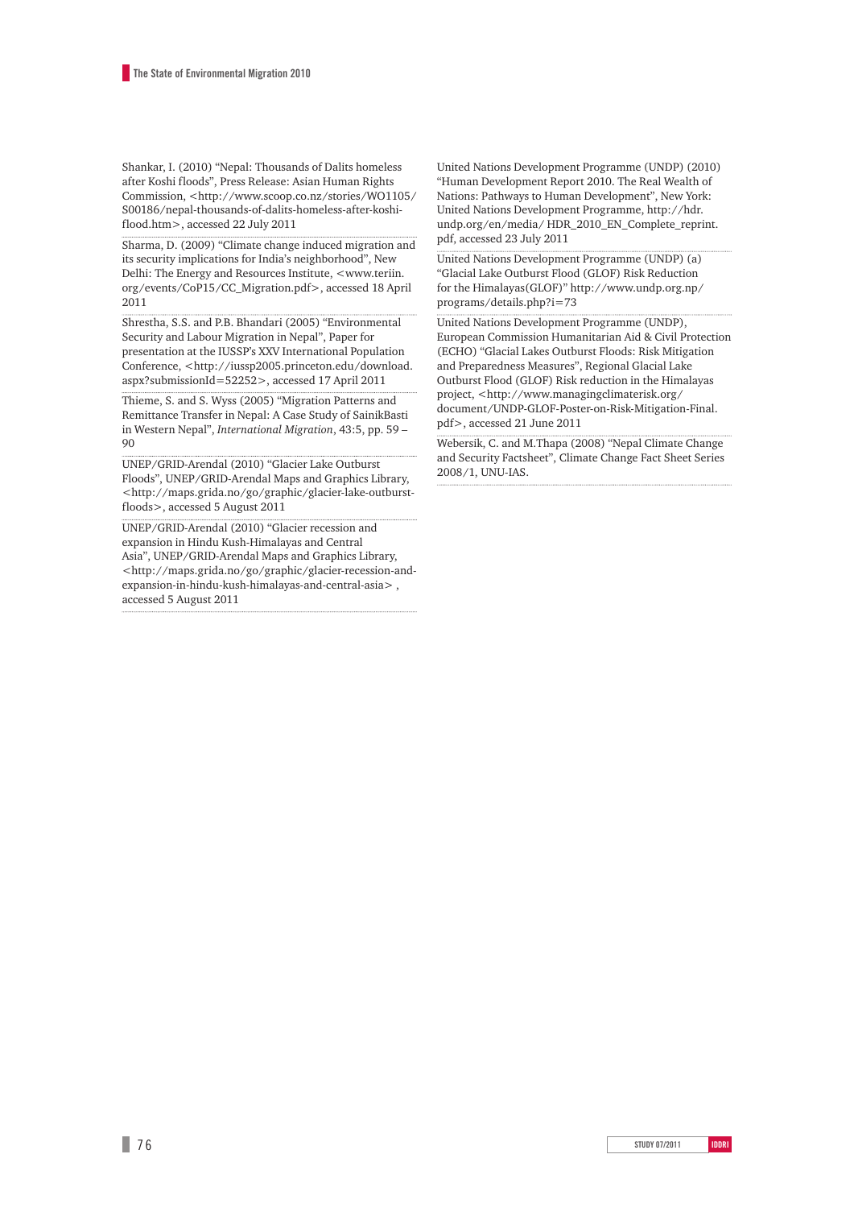Shankar, I. (2010) “Nepal: Thousands of Dalits homeless after Koshi floods”, Press Release: Asian Human Rights Commission, <http://www.scoop.co.nz/stories/WO1105/S00186/nepal-thousands-of-dalits-homeless-after-koshi-flood.htm>, accessed 22 July 2011

Sharma, D. (2009) “Climate change induced migration and its security implications for India’s neighborhood”, New Delhi: The Energy and Resources Institute, <www.teriin.org/events/CoP15/CC_Migration.pdf>, accessed 18 April 2011

Shrestha, S.S. and P.B. Bhandari (2005) “Environmental Security and Labour Migration in Nepal”, Paper for presentation at the IUSSP’s XXV International Population Conference, <http://iussp2005.princeton.edu/download.aspx?submissionId=52252>, accessed 17 April 2011

Thieme, S. and S. Wyss (2005) “Migration Patterns and Remittance Transfer in Nepal: A Case Study of SainikBasti in Western Nepal”, *International Migration*, 43:5, pp. 59 – 90

UNEP/GRID-Arendal (2010) “Glacier Lake Outburst Floods”, UNEP/GRID-Arendal Maps and Graphics Library, <http://maps.grida.no/go/graphic/glacier-lake-outburst-floods>, accessed 5 August 2011

UNEP/GRID-Arendal (2010) “Glacier recession and expansion in Hindu Kush-Himalayas and Central Asia”, UNEP/GRID-Arendal Maps and Graphics Library, <http://maps.grida.no/go/graphic/glacier-recession-and-expansion-in-hindu-kush-himalayas-and-central-asia> , accessed 5 August 2011

United Nations Development Programme (UNDP) (2010) “Human Development Report 2010. The Real Wealth of Nations: Pathways to Human Development”, New York: United Nations Development Programme, http://hdr.undp.org/en/media/ HDR_2010_EN_Complete_reprint.pdf, accessed 23 July 2011

United Nations Development Programme (UNDP) (a) “Glacial Lake Outburst Flood (GLOF) Risk Reduction for the Himalayas(GLOF)” http://www.undp.org.np/programs/details.php?i=73

United Nations Development Programme (UNDP), European Commission Humanitarian Aid & Civil Protection (ECHO) “Glacial Lakes Outburst Floods: Risk Mitigation and Preparedness Measures”, Regional Glacial Lake Outburst Flood (GLOF) Risk reduction in the Himalayas project, <http://www.managingclimaterisk.org/document/UNDP-GLOF-Poster-on-Risk-Mitigation-Final.pdf>, accessed 21 June 2011

Webersik, C. and M.Thapa (2008) “Nepal Climate Change and Security Factsheet”, Climate Change Fact Sheet Series 2008/1, UNU-IAS.